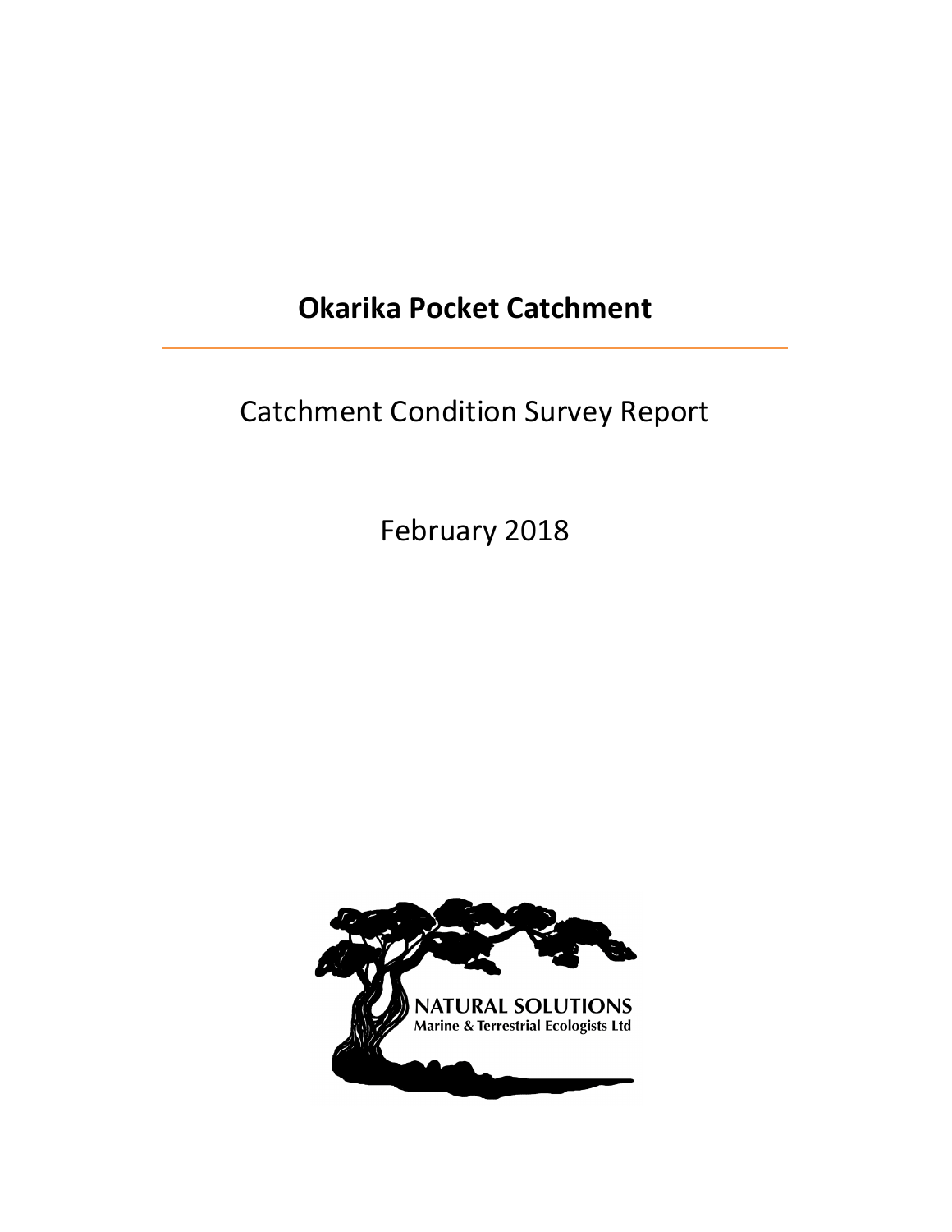# Okarika Pocket Catchment

Catchment Condition Survey Report

February 2018

NATURAL SOLUTIONS
Marine & Terrestrial Ecologists Ltd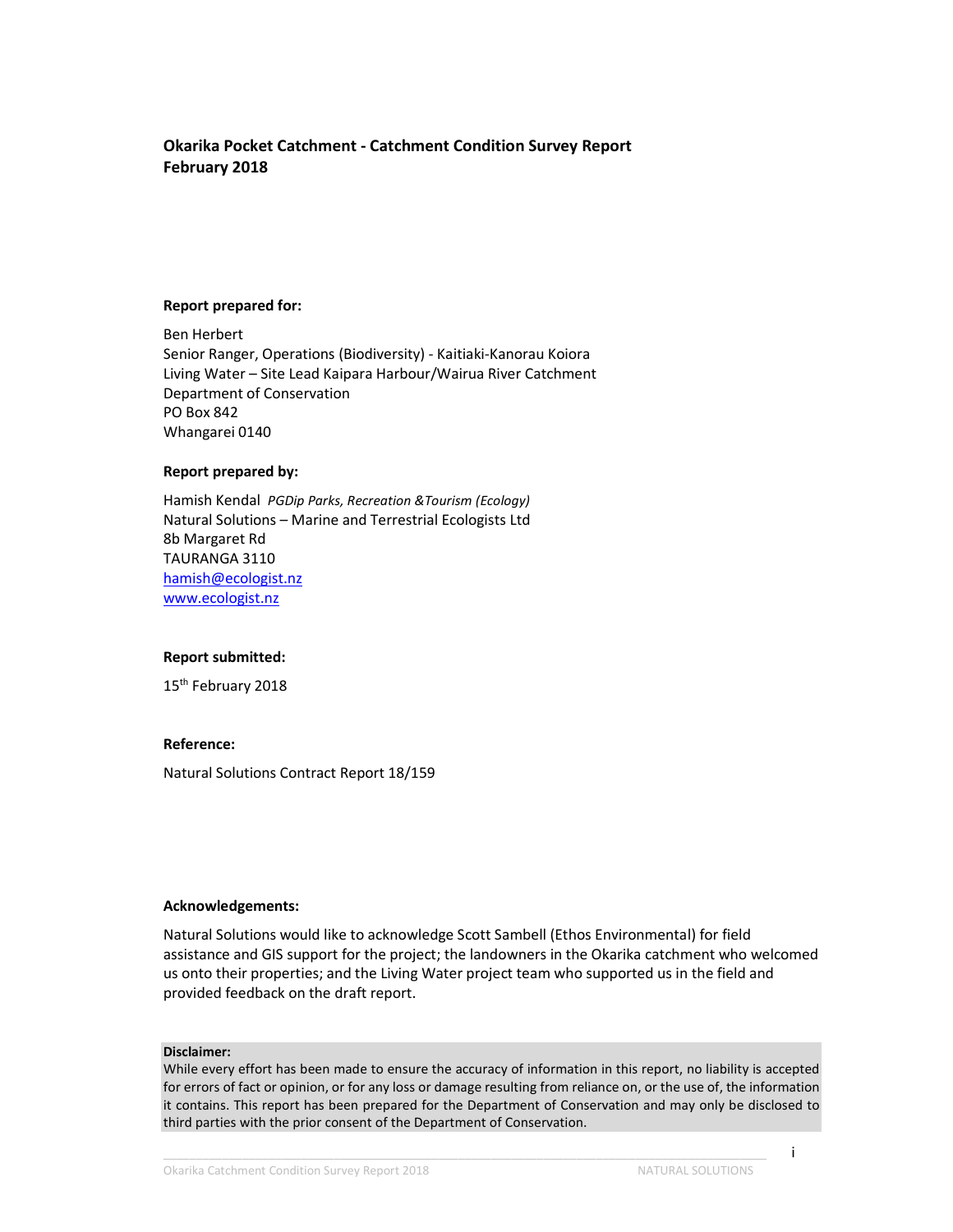**Okarika Pocket Catchment - Catchment Condition Survey Report**
**February 2018**

**Report prepared for:**

Ben Herbert
Senior Ranger, Operations (Biodiversity) - Kaitiaki-Kanorau Koiora
Living Water – Site Lead Kaipara Harbour/Wairua River Catchment
Department of Conservation
PO Box 842
Whangarei 0140

**Report prepared by:**

Hamish Kendal *PGDip Parks, Recreation &Tourism (Ecology)*
Natural Solutions – Marine and Terrestrial Ecologists Ltd
8b Margaret Rd
TAURANGA 3110
hamish@ecologist.nz
www.ecologist.nz

**Report submitted:**

15th February 2018

**Reference:**

Natural Solutions Contract Report 18/159

**Acknowledgements:**

Natural Solutions would like to acknowledge Scott Sambell (Ethos Environmental) for field assistance and GIS support for the project; the landowners in the Okarika catchment who welcomed us onto their properties; and the Living Water project team who supported us in the field and provided feedback on the draft report.

**Disclaimer:**
While every effort has been made to ensure the accuracy of information in this report, no liability is accepted for errors of fact or opinion, or for any loss or damage resulting from reliance on, or the use of, the information it contains. This report has been prepared for the Department of Conservation and may only be disclosed to third parties with the prior consent of the Department of Conservation.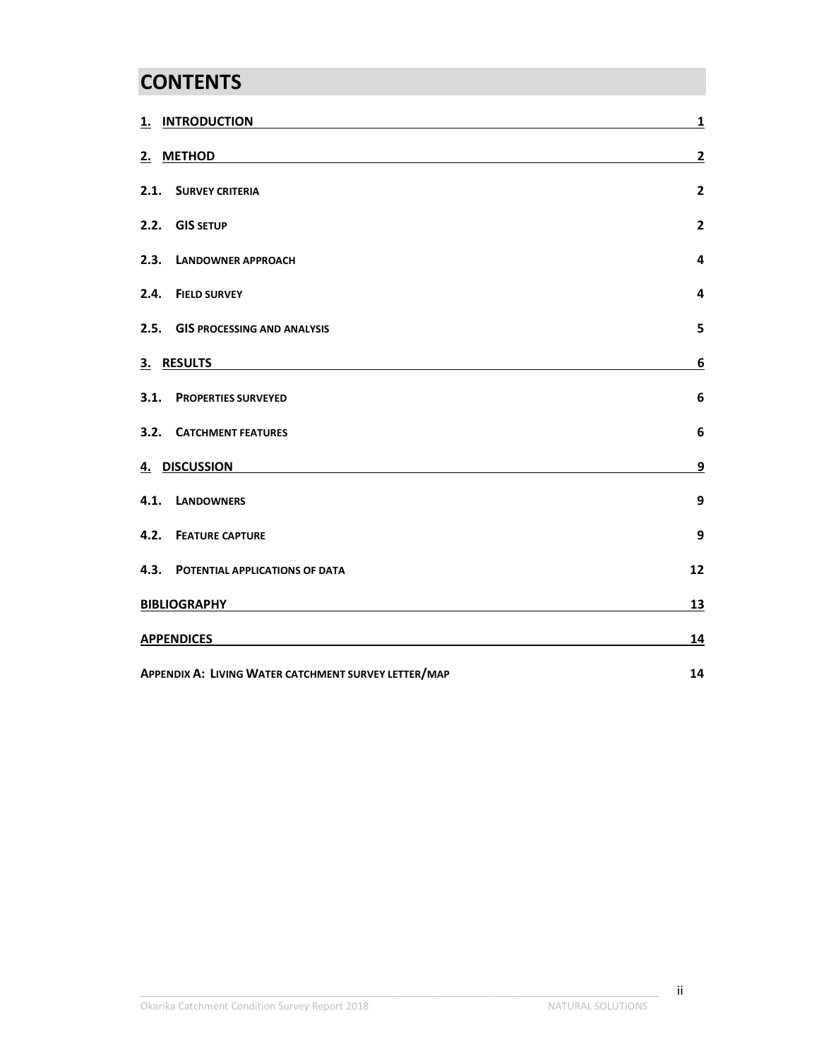# CONTENTS

| | | |
|---|---|---|
| 1. | INTRODUCTION | 1 |
| 2. | METHOD | 2 |
| 2.1. | SURVEY CRITERIA | 2 |
| 2.2. | GIS SETUP | 2 |
| 2.3. | LANDOWNER APPROACH | 4 |
| 2.4. | FIELD SURVEY | 4 |
| 2.5. | GIS PROCESSING AND ANALYSIS | 5 |
| 3. | RESULTS | 6 |
| 3.1. | PROPERTIES SURVEYED | 6 |
| 3.2. | CATCHMENT FEATURES | 6 |
| 4. | DISCUSSION | 9 |
| 4.1. | LANDOWNERS | 9 |
| 4.2. | FEATURE CAPTURE | 9 |
| 4.3. | POTENTIAL APPLICATIONS OF DATA | 12 |
| | BIBLIOGRAPHY | 13 |
| | APPENDICES | 14 |
| | APPENDIX A: LIVING WATER CATCHMENT SURVEY LETTER/MAP | 14 |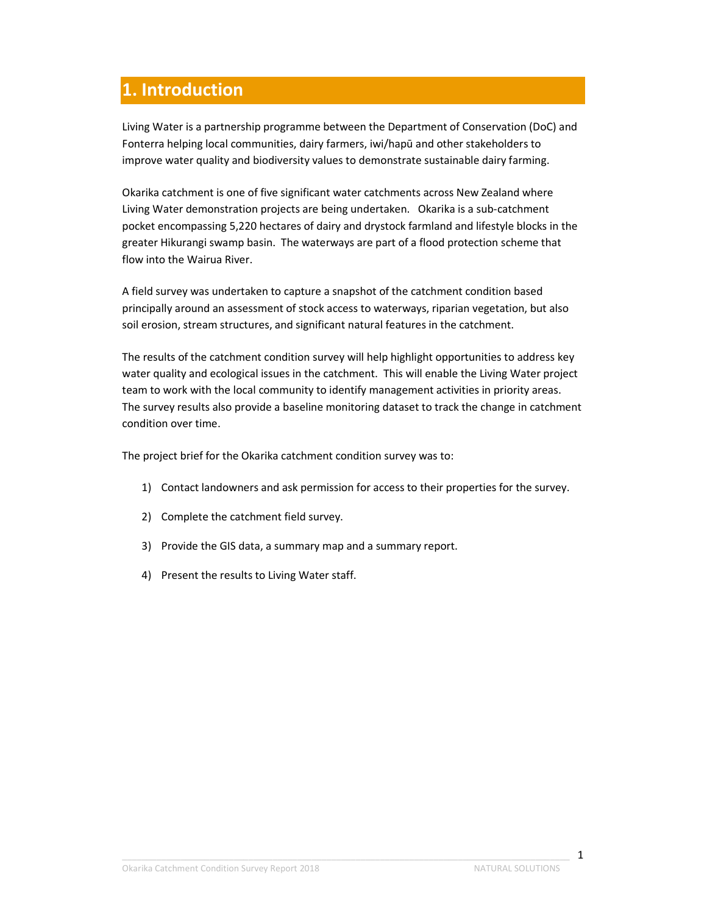# 1. Introduction

Living Water is a partnership programme between the Department of Conservation (DoC) and Fonterra helping local communities, dairy farmers, iwi/hapū and other stakeholders to improve water quality and biodiversity values to demonstrate sustainable dairy farming.

Okarika catchment is one of five significant water catchments across New Zealand where Living Water demonstration projects are being undertaken. Okarika is a sub-catchment pocket encompassing 5,220 hectares of dairy and drystock farmland and lifestyle blocks in the greater Hikurangi swamp basin. The waterways are part of a flood protection scheme that flow into the Wairua River.

A field survey was undertaken to capture a snapshot of the catchment condition based principally around an assessment of stock access to waterways, riparian vegetation, but also soil erosion, stream structures, and significant natural features in the catchment.

The results of the catchment condition survey will help highlight opportunities to address key water quality and ecological issues in the catchment. This will enable the Living Water project team to work with the local community to identify management activities in priority areas. The survey results also provide a baseline monitoring dataset to track the change in catchment condition over time.

The project brief for the Okarika catchment condition survey was to:

1) Contact landowners and ask permission for access to their properties for the survey.

2) Complete the catchment field survey.

3) Provide the GIS data, a summary map and a summary report.

4) Present the results to Living Water staff.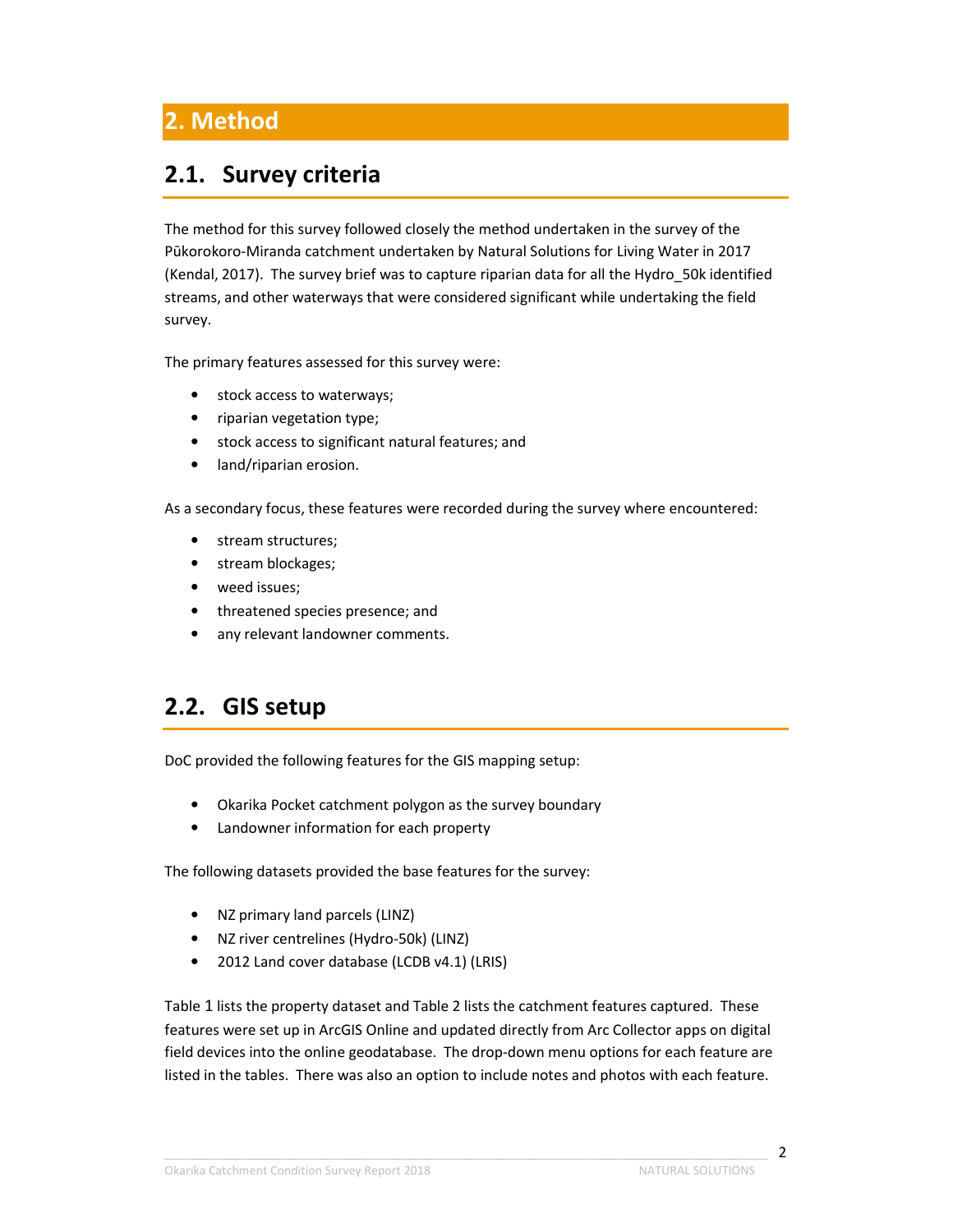# 2. Method

## 2.1. Survey criteria

The method for this survey followed closely the method undertaken in the survey of the Pūkorokoro-Miranda catchment undertaken by Natural Solutions for Living Water in 2017 (Kendal, 2017). The survey brief was to capture riparian data for all the Hydro_50k identified streams, and other waterways that were considered significant while undertaking the field survey.

The primary features assessed for this survey were:

- stock access to waterways;
- riparian vegetation type;
- stock access to significant natural features; and
- land/riparian erosion.

As a secondary focus, these features were recorded during the survey where encountered:

- stream structures;
- stream blockages;
- weed issues;
- threatened species presence; and
- any relevant landowner comments.

## 2.2. GIS setup

DoC provided the following features for the GIS mapping setup:

- Okarika Pocket catchment polygon as the survey boundary
- Landowner information for each property

The following datasets provided the base features for the survey:

- NZ primary land parcels (LINZ)
- NZ river centrelines (Hydro-50k) (LINZ)
- 2012 Land cover database (LCDB v4.1) (LRIS)

Table 1 lists the property dataset and Table 2 lists the catchment features captured. These features were set up in ArcGIS Online and updated directly from Arc Collector apps on digital field devices into the online geodatabase. The drop-down menu options for each feature are listed in the tables. There was also an option to include notes and photos with each feature.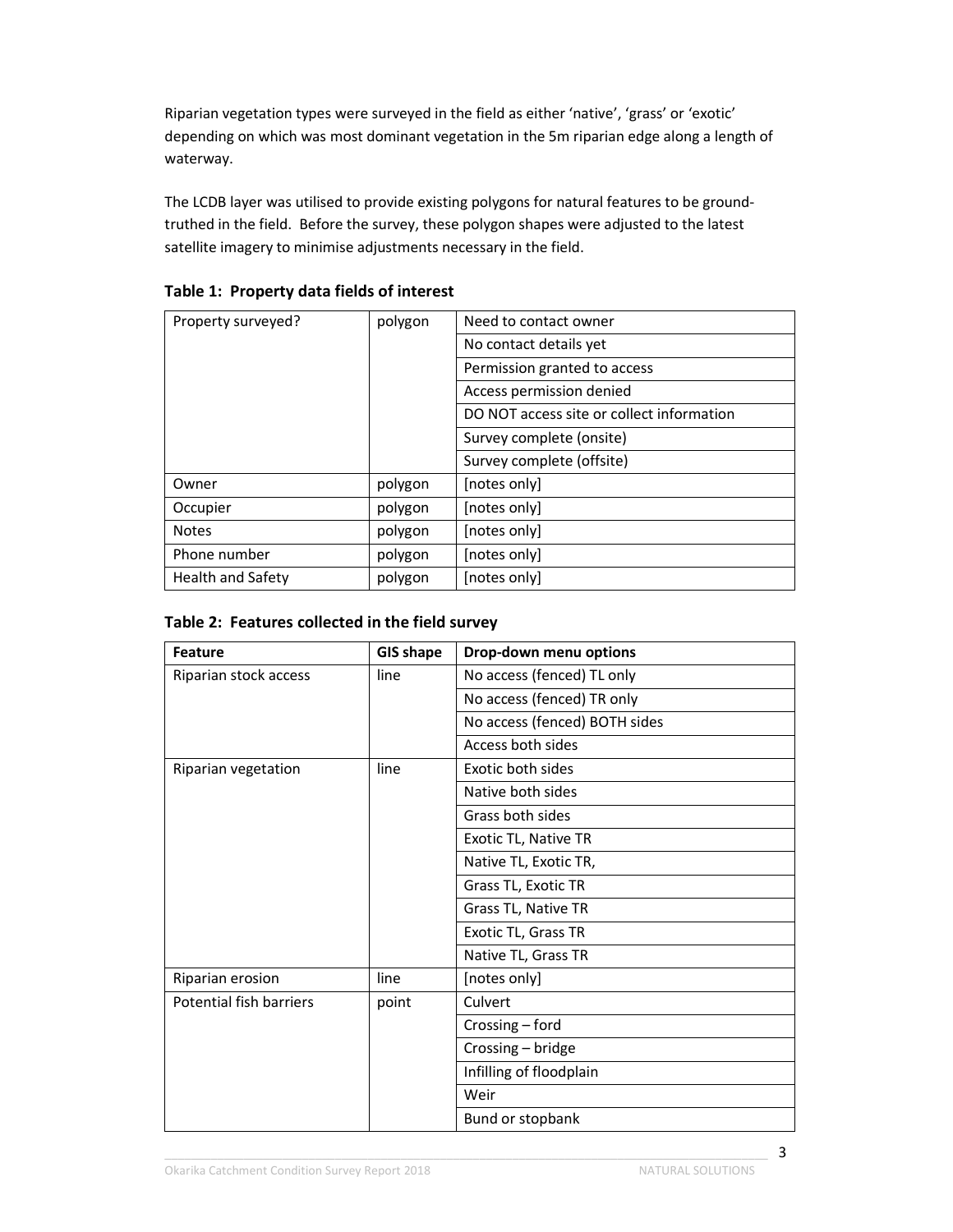Riparian vegetation types were surveyed in the field as either 'native', 'grass' or 'exotic' depending on which was most dominant vegetation in the 5m riparian edge along a length of waterway.

The LCDB layer was utilised to provide existing polygons for natural features to be ground-truthed in the field. Before the survey, these polygon shapes were adjusted to the latest satellite imagery to minimise adjustments necessary in the field.

**Table 1: Property data fields of interest**

| | | |
|---|---|---|
| Property surveyed? | polygon | Need to contact owner |
| | | No contact details yet |
| | | Permission granted to access |
| | | Access permission denied |
| | | DO NOT access site or collect information |
| | | Survey complete (onsite) |
| | | Survey complete (offsite) |
| Owner | polygon | [notes only] |
| Occupier | polygon | [notes only] |
| Notes | polygon | [notes only] |
| Phone number | polygon | [notes only] |
| Health and Safety | polygon | [notes only] |

**Table 2: Features collected in the field survey**

| Feature | GIS shape | Drop-down menu options |
|---|---|---|
| Riparian stock access | line | No access (fenced) TL only |
| | | No access (fenced) TR only |
| | | No access (fenced) BOTH sides |
| | | Access both sides |
| Riparian vegetation | line | Exotic both sides |
| | | Native both sides |
| | | Grass both sides |
| | | Exotic TL, Native TR |
| | | Native TL, Exotic TR, |
| | | Grass TL, Exotic TR |
| | | Grass TL, Native TR |
| | | Exotic TL, Grass TR |
| | | Native TL, Grass TR |
| Riparian erosion | line | [notes only] |
| Potential fish barriers | point | Culvert |
| | | Crossing – ford |
| | | Crossing – bridge |
| | | Infilling of floodplain |
| | | Weir |
| | | Bund or stopbank |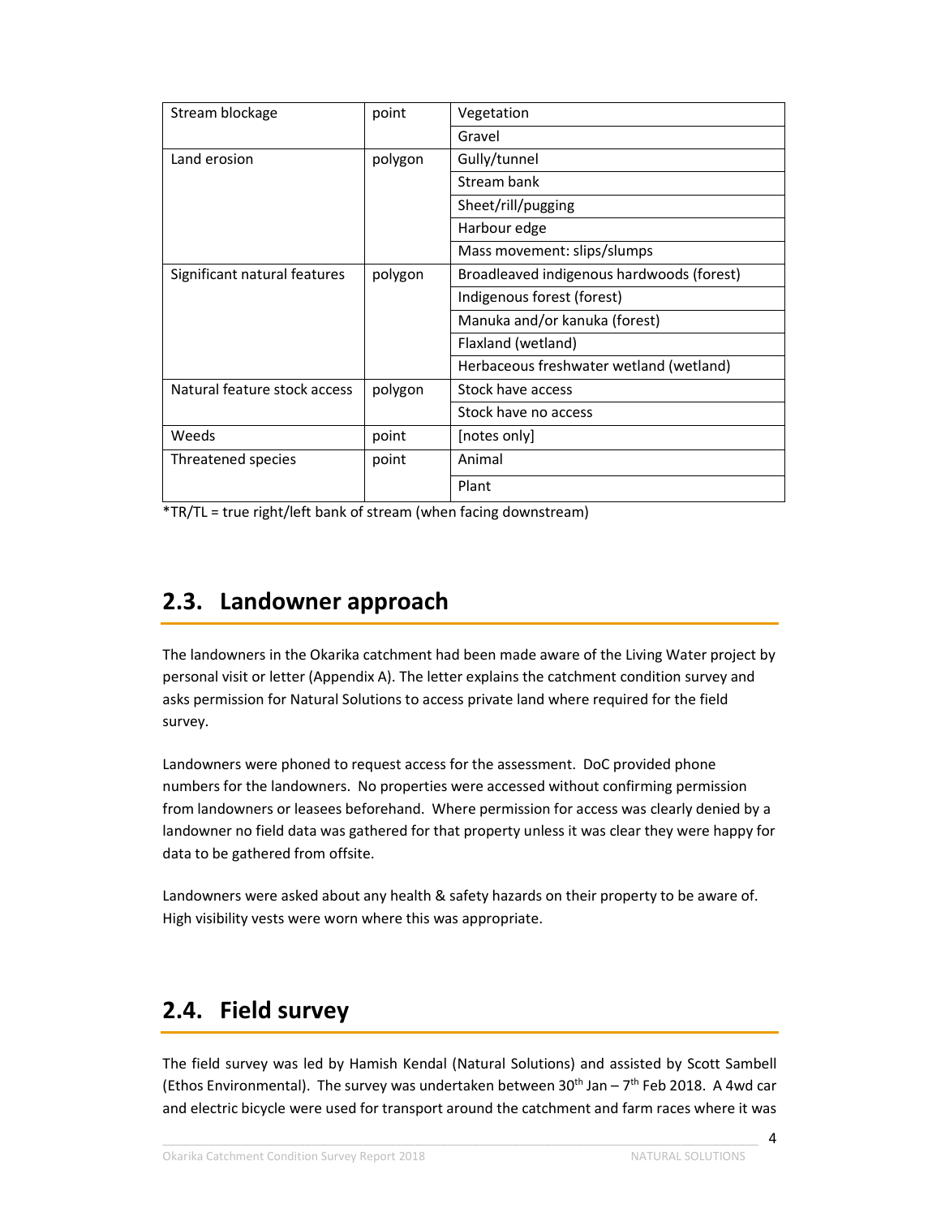| | | |
|---|---|---|
| Stream blockage | point | Vegetation |
| | | Gravel |
| Land erosion | polygon | Gully/tunnel |
| | | Stream bank |
| | | Sheet/rill/pugging |
| | | Harbour edge |
| | | Mass movement: slips/slumps |
| Significant natural features | polygon | Broadleaved indigenous hardwoods (forest) |
| | | Indigenous forest (forest) |
| | | Manuka and/or kanuka (forest) |
| | | Flaxland (wetland) |
| | | Herbaceous freshwater wetland (wetland) |
| Natural feature stock access | polygon | Stock have access |
| | | Stock have no access |
| Weeds | point | [notes only] |
| Threatened species | point | Animal |
| | | Plant |

*TR/TL = true right/left bank of stream (when facing downstream)

## 2.3. Landowner approach

The landowners in the Okarika catchment had been made aware of the Living Water project by personal visit or letter (Appendix A). The letter explains the catchment condition survey and asks permission for Natural Solutions to access private land where required for the field survey.

Landowners were phoned to request access for the assessment. DoC provided phone numbers for the landowners. No properties were accessed without confirming permission from landowners or leasees beforehand. Where permission for access was clearly denied by a landowner no field data was gathered for that property unless it was clear they were happy for data to be gathered from offsite.

Landowners were asked about any health & safety hazards on their property to be aware of. High visibility vests were worn where this was appropriate.

## 2.4. Field survey

The field survey was led by Hamish Kendal (Natural Solutions) and assisted by Scott Sambell (Ethos Environmental). The survey was undertaken between 30th Jan – 7th Feb 2018. A 4wd car and electric bicycle were used for transport around the catchment and farm races where it was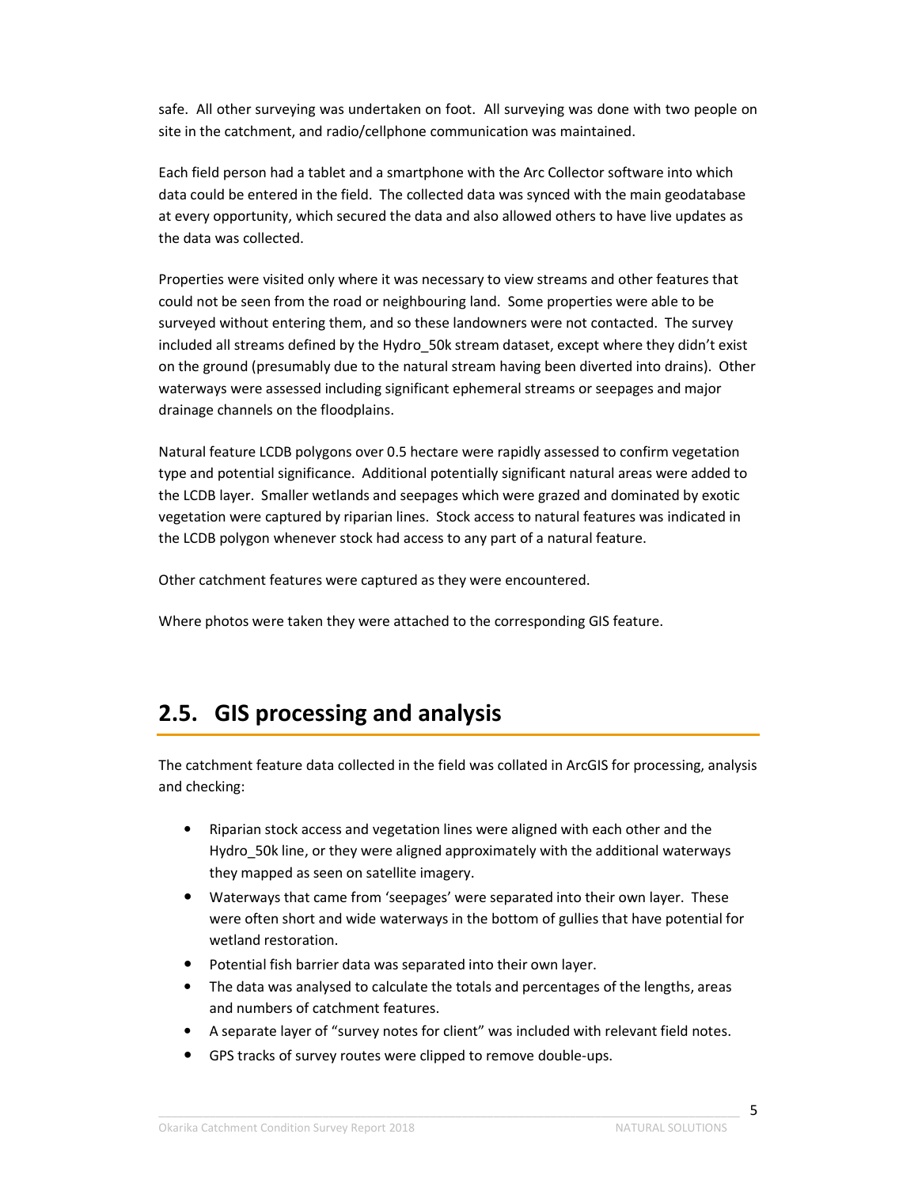safe. All other surveying was undertaken on foot. All surveying was done with two people on site in the catchment, and radio/cellphone communication was maintained.

Each field person had a tablet and a smartphone with the Arc Collector software into which data could be entered in the field. The collected data was synced with the main geodatabase at every opportunity, which secured the data and also allowed others to have live updates as the data was collected.

Properties were visited only where it was necessary to view streams and other features that could not be seen from the road or neighbouring land. Some properties were able to be surveyed without entering them, and so these landowners were not contacted. The survey included all streams defined by the Hydro_50k stream dataset, except where they didn't exist on the ground (presumably due to the natural stream having been diverted into drains). Other waterways were assessed including significant ephemeral streams or seepages and major drainage channels on the floodplains.

Natural feature LCDB polygons over 0.5 hectare were rapidly assessed to confirm vegetation type and potential significance. Additional potentially significant natural areas were added to the LCDB layer. Smaller wetlands and seepages which were grazed and dominated by exotic vegetation were captured by riparian lines. Stock access to natural features was indicated in the LCDB polygon whenever stock had access to any part of a natural feature.

Other catchment features were captured as they were encountered.

Where photos were taken they were attached to the corresponding GIS feature.

## 2.5. GIS processing and analysis

The catchment feature data collected in the field was collated in ArcGIS for processing, analysis and checking:

- Riparian stock access and vegetation lines were aligned with each other and the Hydro_50k line, or they were aligned approximately with the additional waterways they mapped as seen on satellite imagery.
- Waterways that came from 'seepages' were separated into their own layer. These were often short and wide waterways in the bottom of gullies that have potential for wetland restoration.
- Potential fish barrier data was separated into their own layer.
- The data was analysed to calculate the totals and percentages of the lengths, areas and numbers of catchment features.
- A separate layer of "survey notes for client" was included with relevant field notes.
- GPS tracks of survey routes were clipped to remove double-ups.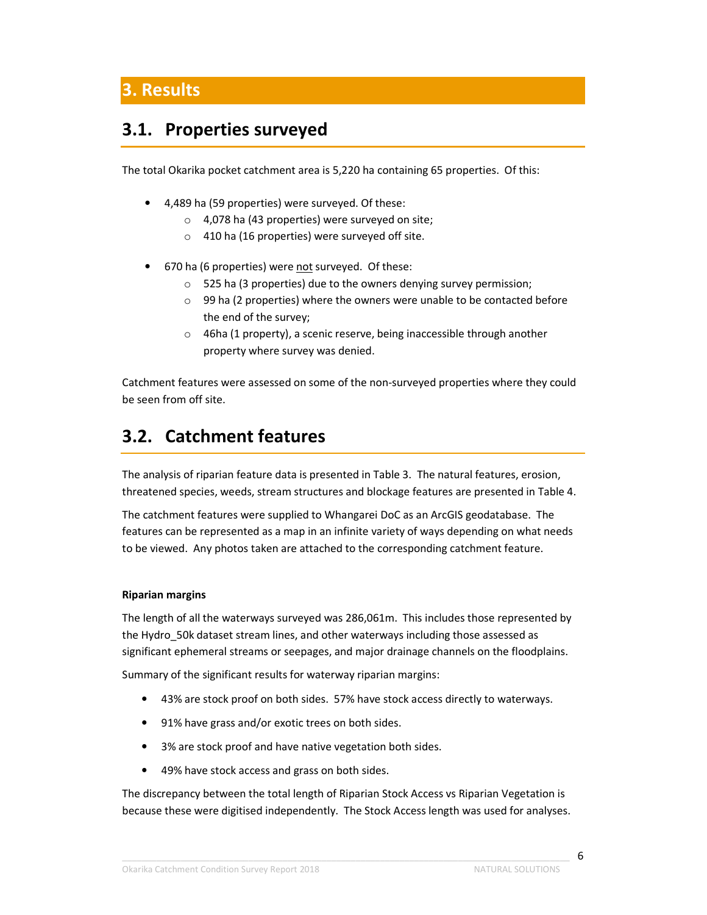# 3. Results

## 3.1. Properties surveyed

The total Okarika pocket catchment area is 5,220 ha containing 65 properties. Of this:

- 4,489 ha (59 properties) were surveyed. Of these:
  - 4,078 ha (43 properties) were surveyed on site;
  - 410 ha (16 properties) were surveyed off site.
- 670 ha (6 properties) were not surveyed. Of these:
  - 525 ha (3 properties) due to the owners denying survey permission;
  - 99 ha (2 properties) where the owners were unable to be contacted before the end of the survey;
  - 46ha (1 property), a scenic reserve, being inaccessible through another property where survey was denied.

Catchment features were assessed on some of the non-surveyed properties where they could be seen from off site.

## 3.2. Catchment features

The analysis of riparian feature data is presented in Table 3. The natural features, erosion, threatened species, weeds, stream structures and blockage features are presented in Table 4.

The catchment features were supplied to Whangarei DoC as an ArcGIS geodatabase. The features can be represented as a map in an infinite variety of ways depending on what needs to be viewed. Any photos taken are attached to the corresponding catchment feature.

**Riparian margins**

The length of all the waterways surveyed was 286,061m. This includes those represented by the Hydro_50k dataset stream lines, and other waterways including those assessed as significant ephemeral streams or seepages, and major drainage channels on the floodplains.

Summary of the significant results for waterway riparian margins:

- 43% are stock proof on both sides. 57% have stock access directly to waterways.
- 91% have grass and/or exotic trees on both sides.
- 3% are stock proof and have native vegetation both sides.
- 49% have stock access and grass on both sides.

The discrepancy between the total length of Riparian Stock Access vs Riparian Vegetation is because these were digitised independently. The Stock Access length was used for analyses.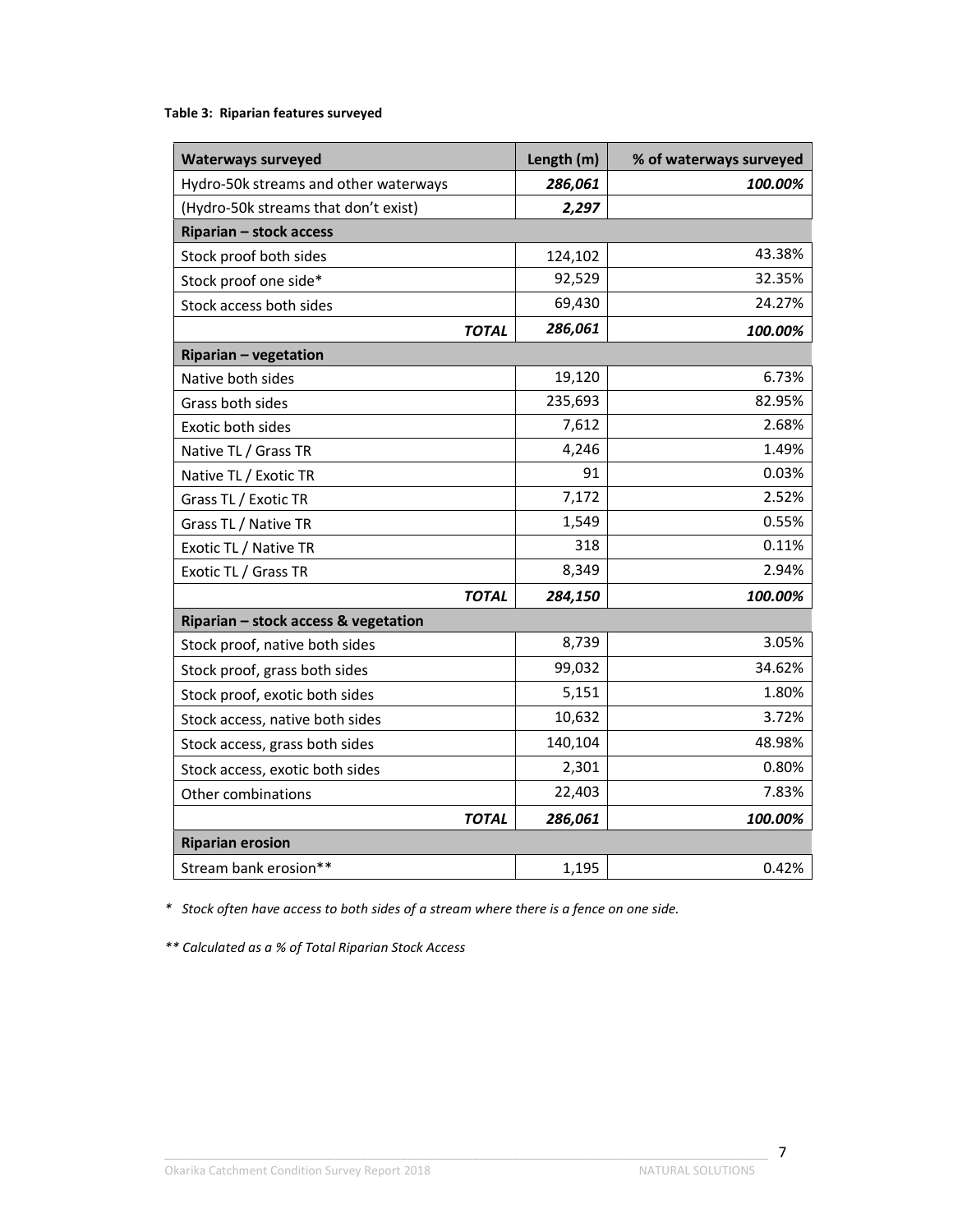**Table 3: Riparian features surveyed**

| Waterways surveyed | Length (m) | % of waterways surveyed |
|---|---|---|
| Hydro-50k streams and other waterways | ***286,061*** | ***100.00%*** |
| (Hydro-50k streams that don't exist) | ***2,297*** | |
| **Riparian – stock access** | | |
| Stock proof both sides | 124,102 | 43.38% |
| Stock proof one side* | 92,529 | 32.35% |
| Stock access both sides | 69,430 | 24.27% |
| ***TOTAL*** | ***286,061*** | ***100.00%*** |
| **Riparian – vegetation** | | |
| Native both sides | 19,120 | 6.73% |
| Grass both sides | 235,693 | 82.95% |
| Exotic both sides | 7,612 | 2.68% |
| Native TL / Grass TR | 4,246 | 1.49% |
| Native TL / Exotic TR | 91 | 0.03% |
| Grass TL / Exotic TR | 7,172 | 2.52% |
| Grass TL / Native TR | 1,549 | 0.55% |
| Exotic TL / Native TR | 318 | 0.11% |
| Exotic TL / Grass TR | 8,349 | 2.94% |
| ***TOTAL*** | ***284,150*** | ***100.00%*** |
| **Riparian – stock access & vegetation** | | |
| Stock proof, native both sides | 8,739 | 3.05% |
| Stock proof, grass both sides | 99,032 | 34.62% |
| Stock proof, exotic both sides | 5,151 | 1.80% |
| Stock access, native both sides | 10,632 | 3.72% |
| Stock access, grass both sides | 140,104 | 48.98% |
| Stock access, exotic both sides | 2,301 | 0.80% |
| Other combinations | 22,403 | 7.83% |
| ***TOTAL*** | ***286,061*** | ***100.00%*** |
| **Riparian erosion** | | |
| Stream bank erosion** | 1,195 | 0.42% |

*\* Stock often have access to both sides of a stream where there is a fence on one side.*

*\*\* Calculated as a % of Total Riparian Stock Access*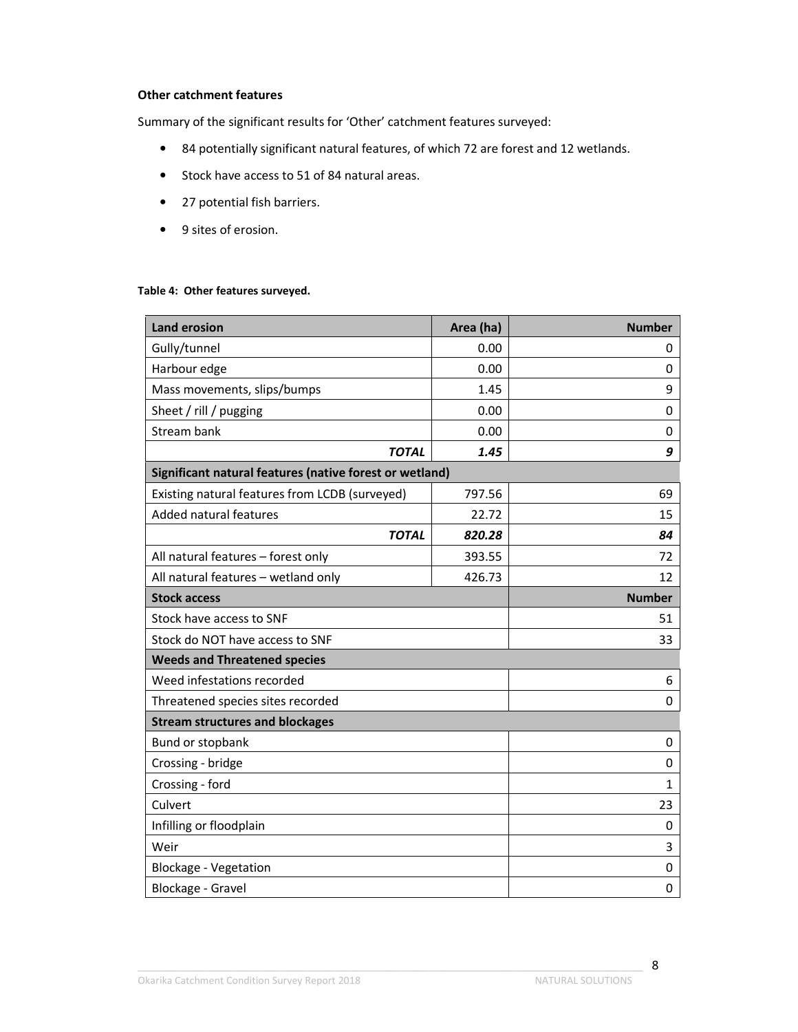**Other catchment features**

Summary of the significant results for 'Other' catchment features surveyed:

- 84 potentially significant natural features, of which 72 are forest and 12 wetlands.
- Stock have access to 51 of 84 natural areas.
- 27 potential fish barriers.
- 9 sites of erosion.

**Table 4: Other features surveyed.**

| Land erosion | Area (ha) | Number |
|---|---|---|
| Gully/tunnel | 0.00 | 0 |
| Harbour edge | 0.00 | 0 |
| Mass movements, slips/bumps | 1.45 | 9 |
| Sheet / rill / pugging | 0.00 | 0 |
| Stream bank | 0.00 | 0 |
| ***TOTAL*** | ***1.45*** | ***9*** |
| **Significant natural features (native forest or wetland)** | | |
| Existing natural features from LCDB (surveyed) | 797.56 | 69 |
| Added natural features | 22.72 | 15 |
| ***TOTAL*** | ***820.28*** | ***84*** |
| All natural features – forest only | 393.55 | 72 |
| All natural features – wetland only | 426.73 | 12 |
| **Stock access** | | **Number** |
| Stock have access to SNF | | 51 |
| Stock do NOT have access to SNF | | 33 |
| **Weeds and Threatened species** | | |
| Weed infestations recorded | | 6 |
| Threatened species sites recorded | | 0 |
| **Stream structures and blockages** | | |
| Bund or stopbank | | 0 |
| Crossing - bridge | | 0 |
| Crossing - ford | | 1 |
| Culvert | | 23 |
| Infilling or floodplain | | 0 |
| Weir | | 3 |
| Blockage - Vegetation | | 0 |
| Blockage - Gravel | | 0 |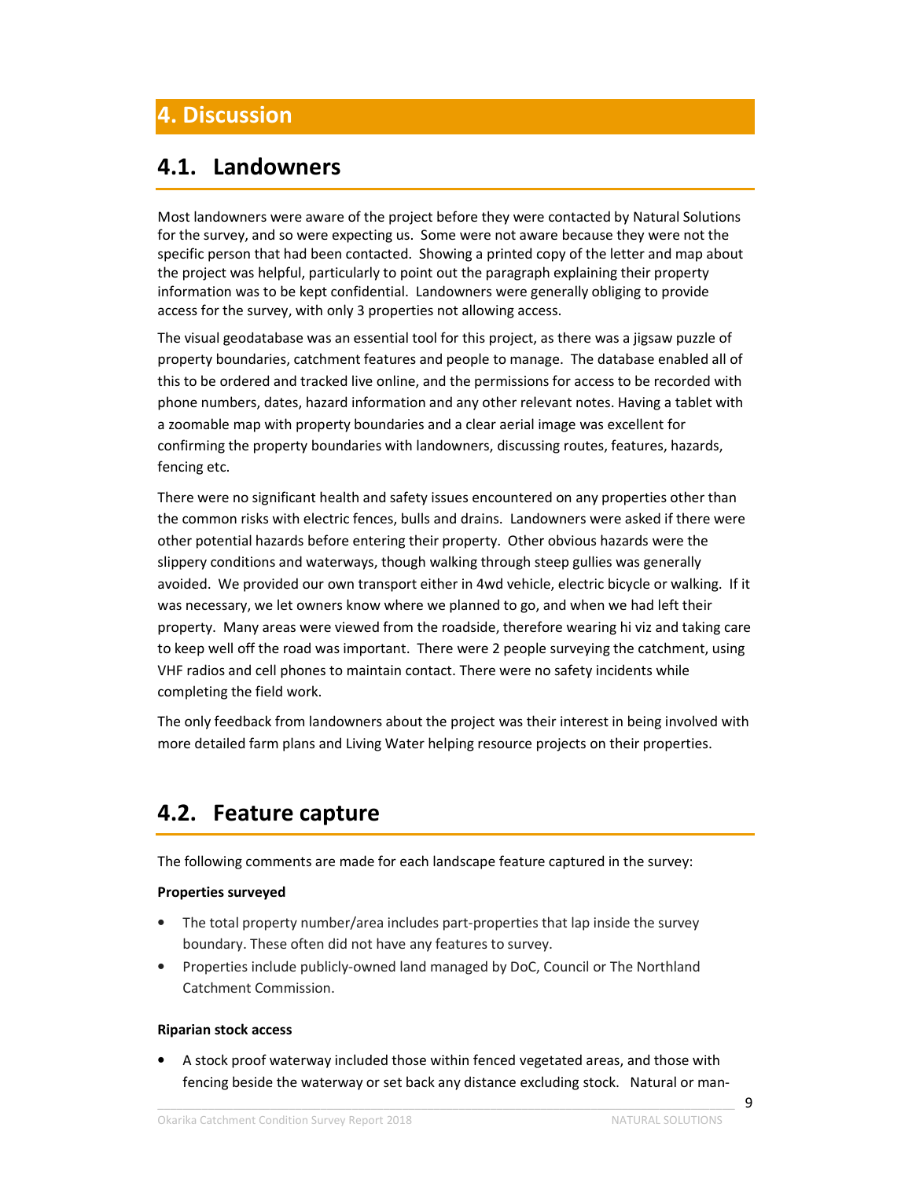# 4. Discussion

## 4.1. Landowners

Most landowners were aware of the project before they were contacted by Natural Solutions for the survey, and so were expecting us. Some were not aware because they were not the specific person that had been contacted. Showing a printed copy of the letter and map about the project was helpful, particularly to point out the paragraph explaining their property information was to be kept confidential. Landowners were generally obliging to provide access for the survey, with only 3 properties not allowing access.

The visual geodatabase was an essential tool for this project, as there was a jigsaw puzzle of property boundaries, catchment features and people to manage. The database enabled all of this to be ordered and tracked live online, and the permissions for access to be recorded with phone numbers, dates, hazard information and any other relevant notes. Having a tablet with a zoomable map with property boundaries and a clear aerial image was excellent for confirming the property boundaries with landowners, discussing routes, features, hazards, fencing etc.

There were no significant health and safety issues encountered on any properties other than the common risks with electric fences, bulls and drains. Landowners were asked if there were other potential hazards before entering their property. Other obvious hazards were the slippery conditions and waterways, though walking through steep gullies was generally avoided. We provided our own transport either in 4wd vehicle, electric bicycle or walking. If it was necessary, we let owners know where we planned to go, and when we had left their property. Many areas were viewed from the roadside, therefore wearing hi viz and taking care to keep well off the road was important. There were 2 people surveying the catchment, using VHF radios and cell phones to maintain contact. There were no safety incidents while completing the field work.

The only feedback from landowners about the project was their interest in being involved with more detailed farm plans and Living Water helping resource projects on their properties.

## 4.2. Feature capture

The following comments are made for each landscape feature captured in the survey:

**Properties surveyed**

- The total property number/area includes part-properties that lap inside the survey boundary. These often did not have any features to survey.
- Properties include publicly-owned land managed by DoC, Council or The Northland Catchment Commission.

**Riparian stock access**

- A stock proof waterway included those within fenced vegetated areas, and those with fencing beside the waterway or set back any distance excluding stock. Natural or man-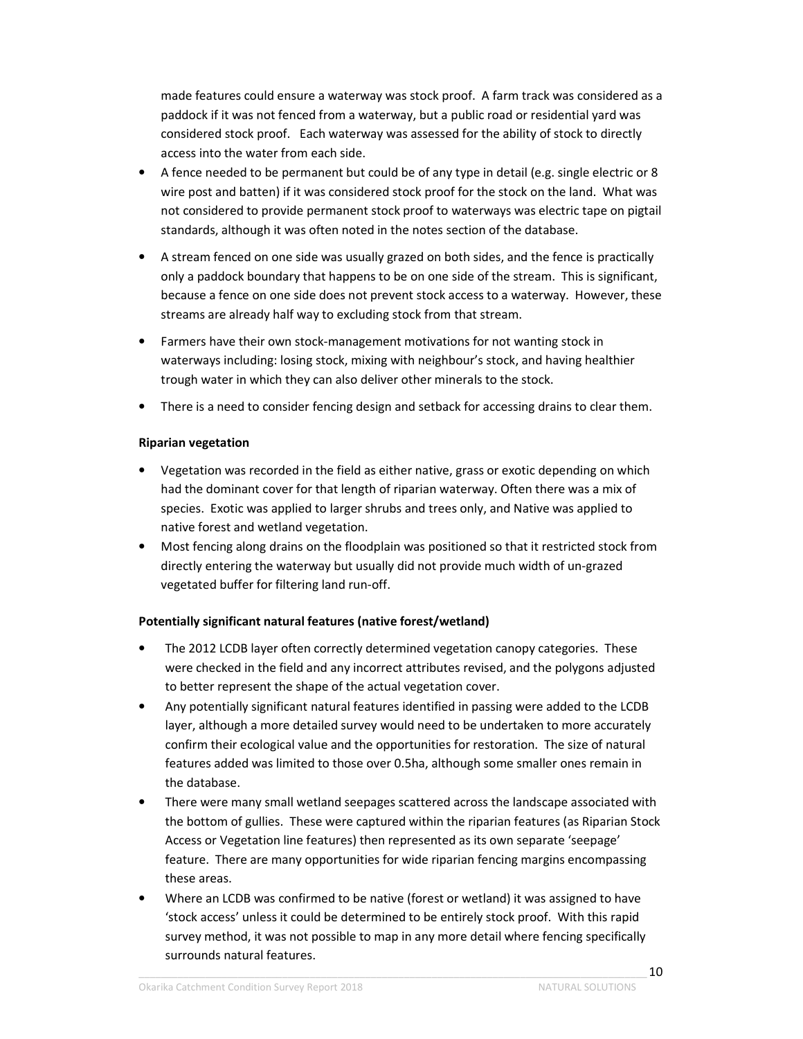made features could ensure a waterway was stock proof. A farm track was considered as a paddock if it was not fenced from a waterway, but a public road or residential yard was considered stock proof. Each waterway was assessed for the ability of stock to directly access into the water from each side.

- A fence needed to be permanent but could be of any type in detail (e.g. single electric or 8 wire post and batten) if it was considered stock proof for the stock on the land. What was not considered to provide permanent stock proof to waterways was electric tape on pigtail standards, although it was often noted in the notes section of the database.
- A stream fenced on one side was usually grazed on both sides, and the fence is practically only a paddock boundary that happens to be on one side of the stream. This is significant, because a fence on one side does not prevent stock access to a waterway. However, these streams are already half way to excluding stock from that stream.
- Farmers have their own stock-management motivations for not wanting stock in waterways including: losing stock, mixing with neighbour's stock, and having healthier trough water in which they can also deliver other minerals to the stock.
- There is a need to consider fencing design and setback for accessing drains to clear them.

**Riparian vegetation**

- Vegetation was recorded in the field as either native, grass or exotic depending on which had the dominant cover for that length of riparian waterway. Often there was a mix of species. Exotic was applied to larger shrubs and trees only, and Native was applied to native forest and wetland vegetation.
- Most fencing along drains on the floodplain was positioned so that it restricted stock from directly entering the waterway but usually did not provide much width of un-grazed vegetated buffer for filtering land run-off.

**Potentially significant natural features (native forest/wetland)**

- The 2012 LCDB layer often correctly determined vegetation canopy categories. These were checked in the field and any incorrect attributes revised, and the polygons adjusted to better represent the shape of the actual vegetation cover.
- Any potentially significant natural features identified in passing were added to the LCDB layer, although a more detailed survey would need to be undertaken to more accurately confirm their ecological value and the opportunities for restoration. The size of natural features added was limited to those over 0.5ha, although some smaller ones remain in the database.
- There were many small wetland seepages scattered across the landscape associated with the bottom of gullies. These were captured within the riparian features (as Riparian Stock Access or Vegetation line features) then represented as its own separate 'seepage' feature. There are many opportunities for wide riparian fencing margins encompassing these areas.
- Where an LCDB was confirmed to be native (forest or wetland) it was assigned to have 'stock access' unless it could be determined to be entirely stock proof. With this rapid survey method, it was not possible to map in any more detail where fencing specifically surrounds natural features.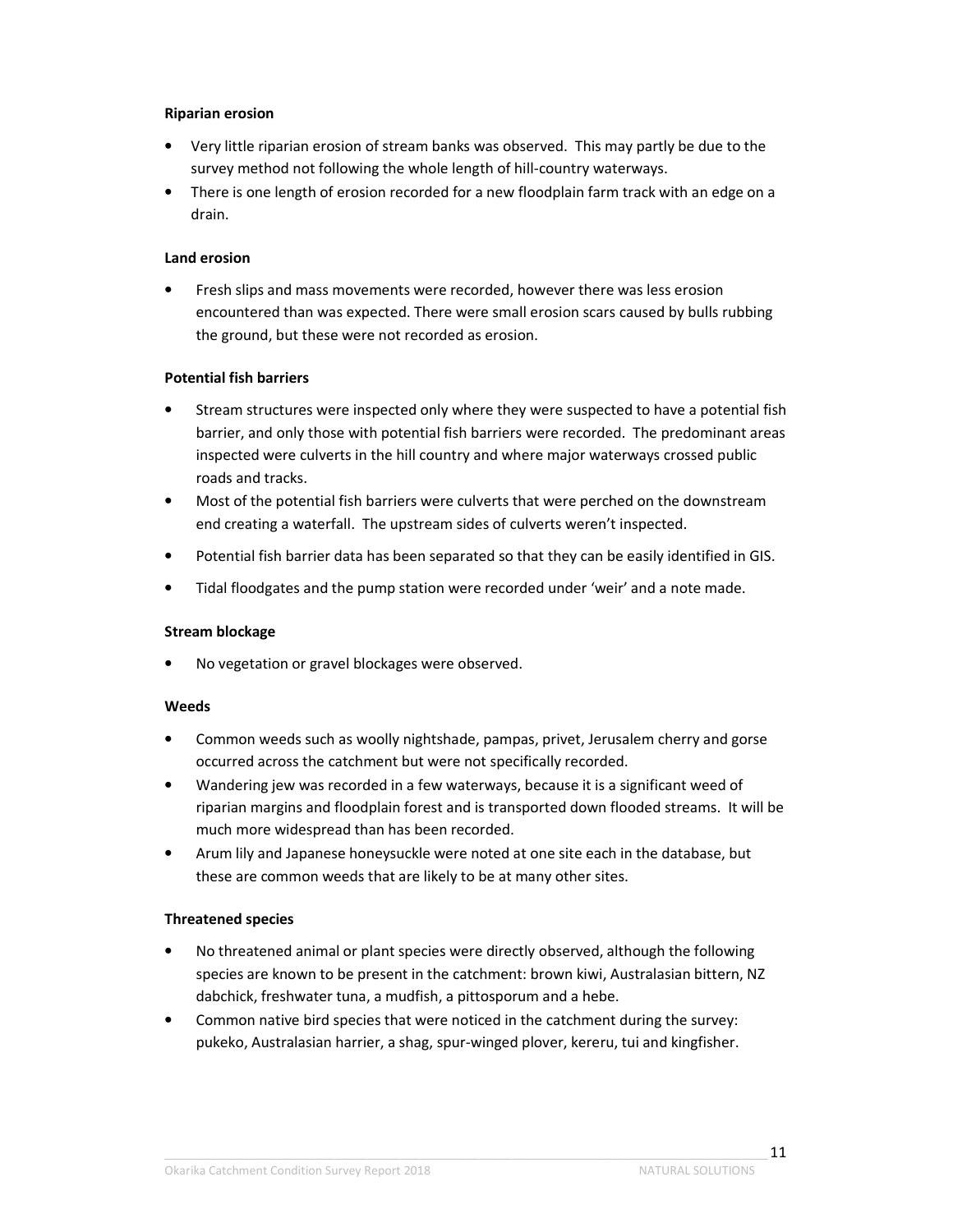**Riparian erosion**

- Very little riparian erosion of stream banks was observed. This may partly be due to the survey method not following the whole length of hill-country waterways.
- There is one length of erosion recorded for a new floodplain farm track with an edge on a drain.

**Land erosion**

- Fresh slips and mass movements were recorded, however there was less erosion encountered than was expected. There were small erosion scars caused by bulls rubbing the ground, but these were not recorded as erosion.

**Potential fish barriers**

- Stream structures were inspected only where they were suspected to have a potential fish barrier, and only those with potential fish barriers were recorded. The predominant areas inspected were culverts in the hill country and where major waterways crossed public roads and tracks.
- Most of the potential fish barriers were culverts that were perched on the downstream end creating a waterfall. The upstream sides of culverts weren't inspected.
- Potential fish barrier data has been separated so that they can be easily identified in GIS.
- Tidal floodgates and the pump station were recorded under 'weir' and a note made.

**Stream blockage**

- No vegetation or gravel blockages were observed.

**Weeds**

- Common weeds such as woolly nightshade, pampas, privet, Jerusalem cherry and gorse occurred across the catchment but were not specifically recorded.
- Wandering jew was recorded in a few waterways, because it is a significant weed of riparian margins and floodplain forest and is transported down flooded streams. It will be much more widespread than has been recorded.
- Arum lily and Japanese honeysuckle were noted at one site each in the database, but these are common weeds that are likely to be at many other sites.

**Threatened species**

- No threatened animal or plant species were directly observed, although the following species are known to be present in the catchment: brown kiwi, Australasian bittern, NZ dabchick, freshwater tuna, a mudfish, a pittosporum and a hebe.
- Common native bird species that were noticed in the catchment during the survey: pukeko, Australasian harrier, a shag, spur-winged plover, kereru, tui and kingfisher.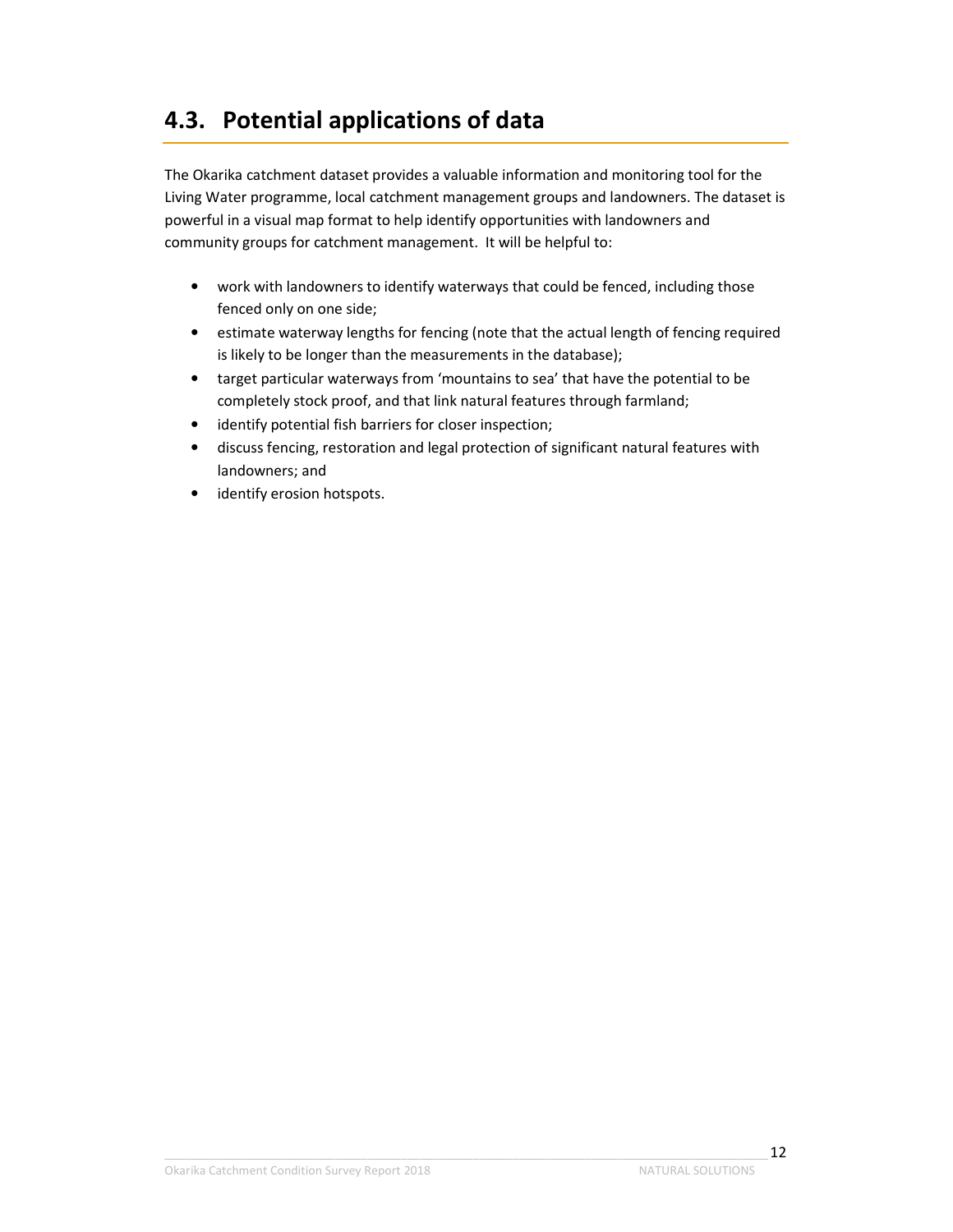## 4.3. Potential applications of data

The Okarika catchment dataset provides a valuable information and monitoring tool for the Living Water programme, local catchment management groups and landowners. The dataset is powerful in a visual map format to help identify opportunities with landowners and community groups for catchment management. It will be helpful to:

- work with landowners to identify waterways that could be fenced, including those fenced only on one side;
- estimate waterway lengths for fencing (note that the actual length of fencing required is likely to be longer than the measurements in the database);
- target particular waterways from 'mountains to sea' that have the potential to be completely stock proof, and that link natural features through farmland;
- identify potential fish barriers for closer inspection;
- discuss fencing, restoration and legal protection of significant natural features with landowners; and
- identify erosion hotspots.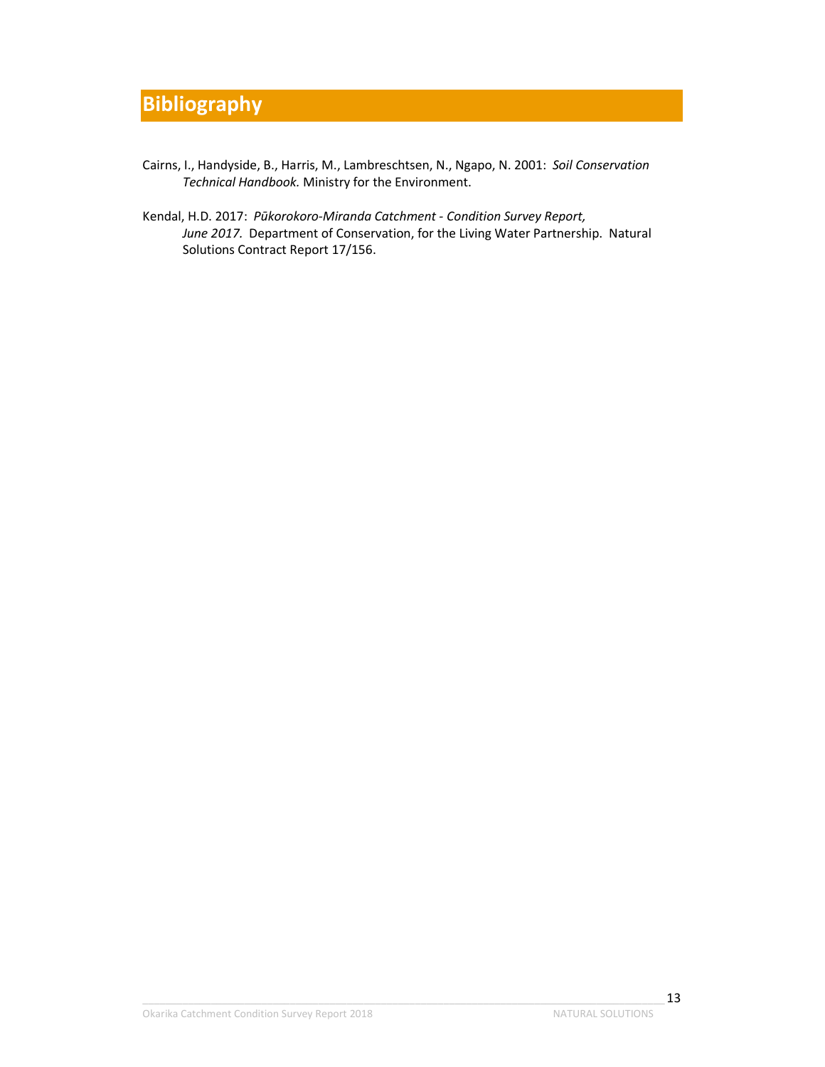# Bibliography

Cairns, I., Handyside, B., Harris, M., Lambreschtsen, N., Ngapo, N. 2001: *Soil Conservation Technical Handbook.* Ministry for the Environment.

Kendal, H.D. 2017: *Pūkorokoro-Miranda Catchment - Condition Survey Report, June 2017.* Department of Conservation, for the Living Water Partnership. Natural Solutions Contract Report 17/156.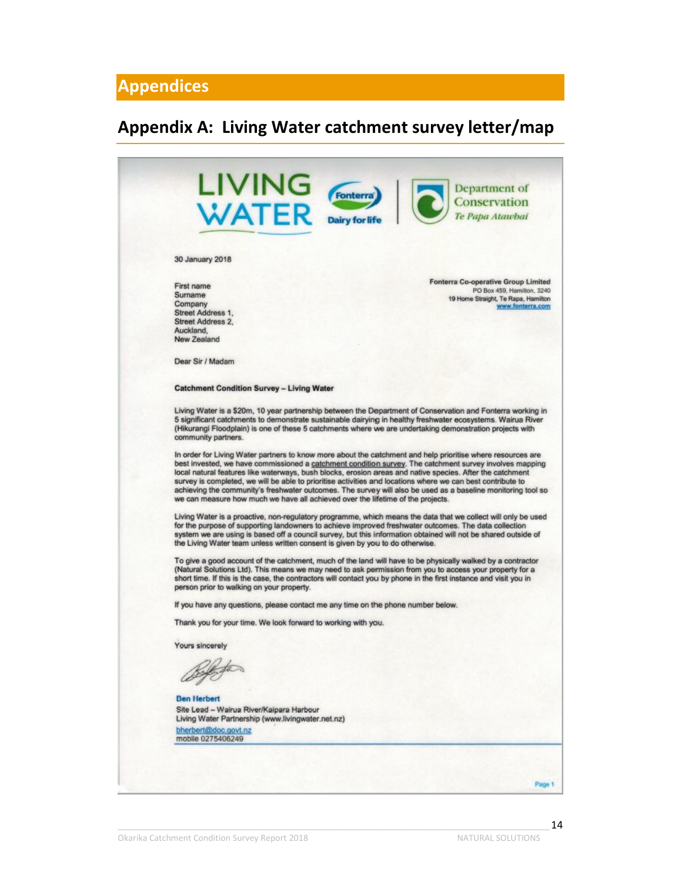# Appendices

## Appendix A: Living Water catchment survey letter/map

LIVING WATER

Fonterra Dairy for life

Department of Conservation *Te Papa Atawhai*

30 January 2018

First name
Surname
Company
Street Address 1,
Street Address 2,
Auckland,
New Zealand

**Fonterra Co-operative Group Limited**
PO Box 459, Hamilton, 3240
19 Home Straight, Te Rapa, Hamilton
www.fonterra.com

Dear Sir / Madam

**Catchment Condition Survey – Living Water**

Living Water is a $20m, 10 year partnership between the Department of Conservation and Fonterra working in 5 significant catchments to demonstrate sustainable dairying in healthy freshwater ecosystems. Wairua River (Hikurangi Floodplain) is one of these 5 catchments where we are undertaking demonstration projects with community partners.

In order for Living Water partners to know more about the catchment and help prioritise where resources are best invested, we have commissioned a catchment condition survey. The catchment survey involves mapping local natural features like waterways, bush blocks, erosion areas and native species. After the catchment survey is completed, we will be able to prioritise activities and locations where we can best contribute to achieving the community's freshwater outcomes. The survey will also be used as a baseline monitoring tool so we can measure how much we have all achieved over the lifetime of the projects.

Living Water is a proactive, non-regulatory programme, which means the data that we collect will only be used for the purpose of supporting landowners to achieve improved freshwater outcomes. The data collection system we are using is based off a council survey, but this information obtained will not be shared outside of the Living Water team unless written consent is given by you to do otherwise.

To give a good account of the catchment, much of the land will have to be physically walked by a contractor (Natural Solutions Ltd). This means we may need to ask permission from you to access your property for a short time. If this is the case, the contractors will contact you by phone in the first instance and visit you in person prior to walking on your property.

If you have any questions, please contact me any time on the phone number below.

Thank you for your time. We look forward to working with you.

Yours sincerely

**Ben Herbert**
Site Lead – Wairua River/Kaipara Harbour
Living Water Partnership (www.livingwater.net.nz)
bherbert@doc.govt.nz
mobile 0275406249

Page 1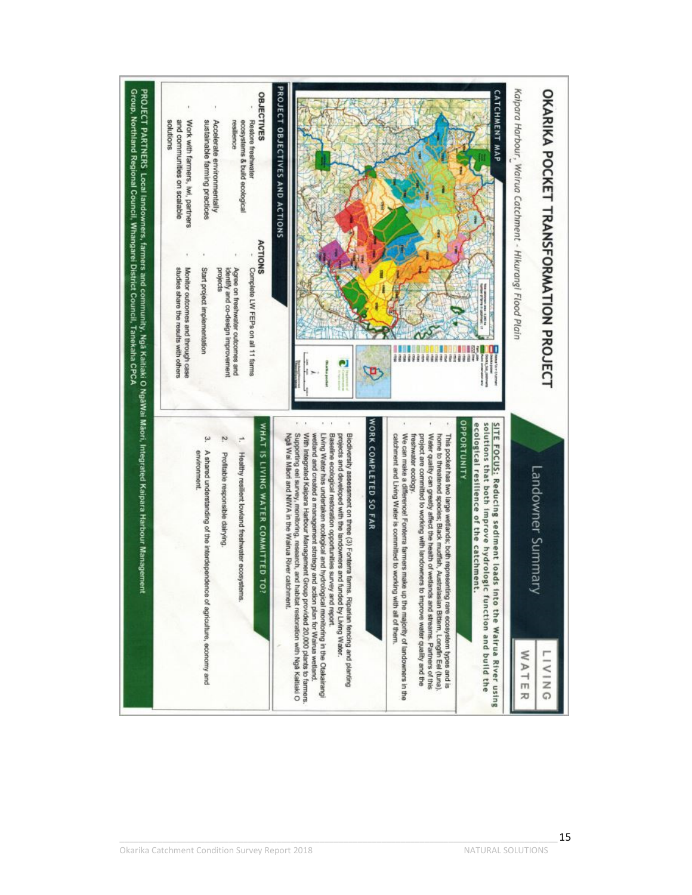# OKARIKA POCKET TRANSFORMATION PROJECT

*Kaipara Harbour, Wairua Catchment - Hikurangi Flood Plain*

## CATCHMENT MAP

## PROJECT OBJECTIVES AND ACTIONS

**OBJECTIVES**

- Restore freshwater ecosystems & build ecological resilience
- Accelerate environmentally sustainable farming practices
- Work with farmers, iwi, partners and communities on scalable solutions

**ACTIONS**

- Complete LW FEPs on all 11 farms
- Agree on freshwater outcomes and identify and co-design improvement projects
- Start project implementation
- Monitor outcomes and through case studies share the results with others

Landowner Summary

LIVING WATER

**SITE FOCUS:** Reducing sediment loads into the Wairua River using solutions that both improve hydrologic function and build the ecological resilience of the catchment.

## OPPORTUNITY

- This pocket has two large wetlands, both representing rare ecosystem types and is home to threatened species; Black mudfish, Australasian Bittern, Longfin Eel (tuna).
- Water quality can greatly affect the health of wetlands and streams. Partners of this project are committed to working with landowners to improve water quality and the freshwater ecology.
- We can make a difference! Fonterra farmers make up the majority of landowners in the catchment and Living Water is committed to working with all of them.

## WORK COMPLETED SO FAR

- Biodiversity assessment on three (3) Fonterra farms. Riparian fencing and planting projects and developed with the landowners and funded by Living Water.
- Baseline ecological restoration opportunities survey and report.
- Living Water has undertaken ecological and hydrological monitoring in the Otakairangi wetland and created a management strategy and action plan for Wairua wetland.
- With Integrated Kaipara Harbour Management Group provided 20,000 plants to farmers.
- Supporting eel survey, monitoring, research, and habitat restoration with Ngā Kaitiaki O Ngā Wai Māori and NIWA in the Wairua River catchment.

## WHAT IS LIVING WATER COMMITTED TO?

1. Healthy resilient lowland freshwater ecosystems.
2. Profitable responsible dairying.
3. A shared understanding of the interdependence of agriculture, economy and environment.

**PROJECT PARTNERS** Local landowners, farmers and community, Ngā Kaitiaki O NgāWai Māori, Integrated Kaipara Harbour Management Group, Northland Regional Council, Whangarei District Council, Tanekaha CPCA